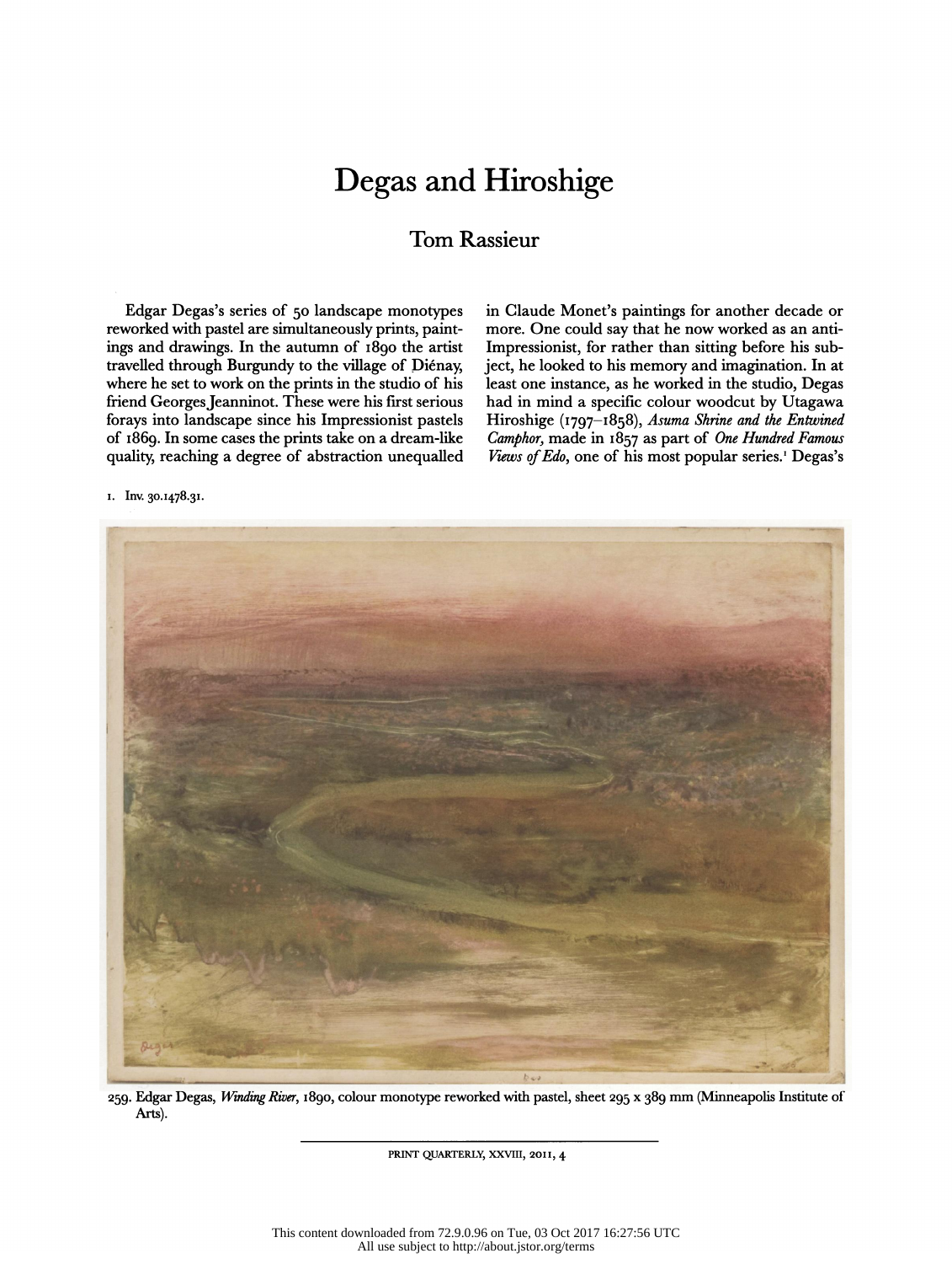# Degas and Hiroshige

## Tom Rassieur

Edgar Degas's series of 50 landscape monotypes reworked with pastel are simultaneously prints, paintings and drawings. In the autumn of 1890 the artist travelled through Burgundy to the village of Diénay, where he set to work on the prints in the studio of his friend Georges Jeanninot. These were his first serious forays into landscape since his Impressionist pastels of 1869. In some cases the prints take on a dream-like quality, reaching a degree of abstraction unequalled in Claude Monet's paintings for another decade or more. One could say that he now worked as an anti-Impressionist, for rather than sitting before his subject, he looked to his memory and imagination. In at least one instance, as he worked in the studio, Degas had in mind a specific colour woodcut by Utagawa Hiroshige (1797–1858), *Asuma Shrine and the Entwined Camphor*, made in 1857 as part of *One Hundred Famous Views of Edo*, one of his most popular series.[1] Degas's

1. Inv. 30.1478.31.

259. Edgar Degas, *Winding River*, 1890, colour monotype reworked with pastel, sheet 295 x 389 mm (Minneapolis Institute of Arts).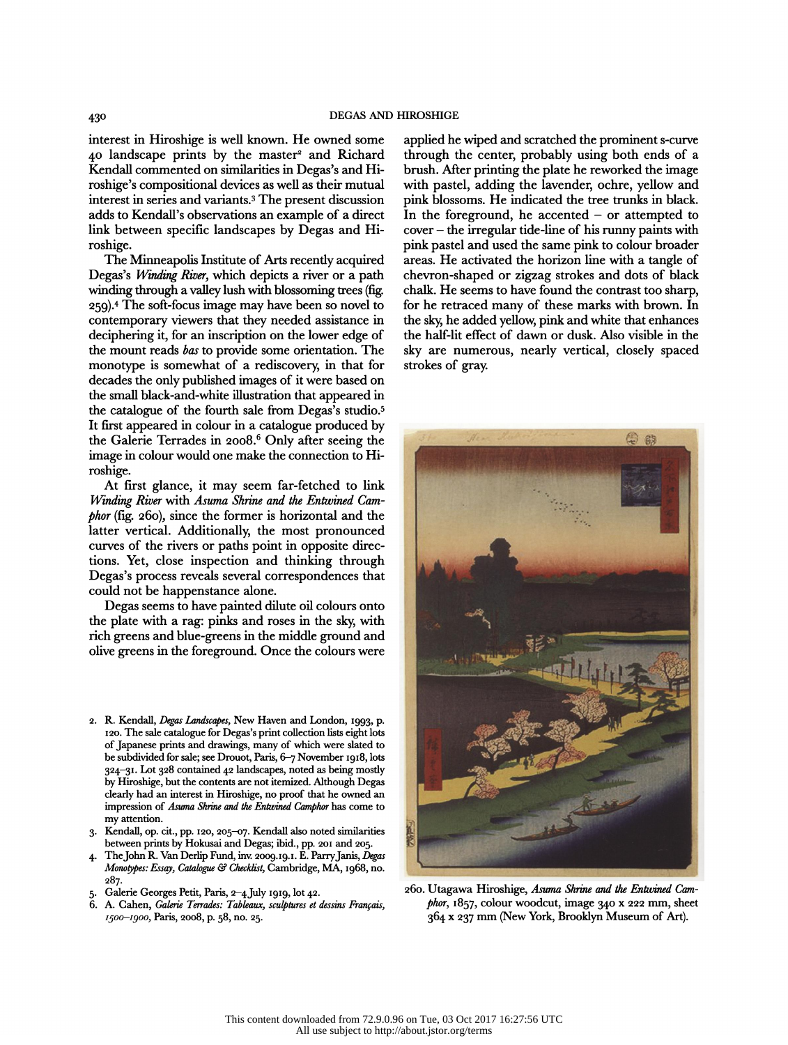interest in Hiroshige is well known. He owned some 40 landscape prints by the master[2] and Richard Kendall commented on similarities in Degas's and Hiroshige's compositional devices as well as their mutual interest in series and variants.[3] The present discussion adds to Kendall's observations an example of a direct link between specific landscapes by Degas and Hiroshige.

The Minneapolis Institute of Arts recently acquired Degas's *Winding River*, which depicts a river or a path winding through a valley lush with blossoming trees (fig. 259).[4] The soft-focus image may have been so novel to contemporary viewers that they needed assistance in deciphering it, for an inscription on the lower edge of the mount reads *bas* to provide some orientation. The monotype is somewhat of a rediscovery, in that for decades the only published images of it were based on the small black-and-white illustration that appeared in the catalogue of the fourth sale from Degas's studio.[5] It first appeared in colour in a catalogue produced by the Galerie Terrades in 2008.[6] Only after seeing the image in colour would one make the connection to Hiroshige.

At first glance, it may seem far-fetched to link *Winding River* with *Asuma Shrine and the Entwined Camphor* (fig. 260), since the former is horizontal and the latter vertical. Additionally, the most pronounced curves of the rivers or paths point in opposite directions. Yet, close inspection and thinking through Degas's process reveals several correspondences that could not be happenstance alone.

Degas seems to have painted dilute oil colours onto the plate with a rag: pinks and roses in the sky, with rich greens and blue-greens in the middle ground and olive greens in the foreground. Once the colours were applied he wiped and scratched the prominent s-curve through the center, probably using both ends of a brush. After printing the plate he reworked the image with pastel, adding the lavender, ochre, yellow and pink blossoms. He indicated the tree trunks in black. In the foreground, he accented – or attempted to cover – the irregular tide-line of his runny paints with pink pastel and used the same pink to colour broader areas. He activated the horizon line with a tangle of chevron-shaped or zigzag strokes and dots of black chalk. He seems to have found the contrast too sharp, for he retraced many of these marks with brown. In the sky, he added yellow, pink and white that enhances the half-lit effect of dawn or dusk. Also visible in the sky are numerous, nearly vertical, closely spaced strokes of gray.

260. Utagawa Hiroshige, *Asuma Shrine and the Entwined Camphor*, 1857, colour woodcut, image 340 x 222 mm, sheet 364 x 237 mm (New York, Brooklyn Museum of Art).

2. R. Kendall, *Degas Landscapes*, New Haven and London, 1993, p. 120. The sale catalogue for Degas's print collection lists eight lots of Japanese prints and drawings, many of which were slated to be subdivided for sale; see Drouot, Paris, 6–7 November 1918, lots 324–31. Lot 328 contained 42 landscapes, noted as being mostly by Hiroshige, but the contents are not itemized. Although Degas clearly had an interest in Hiroshige, no proof that he owned an impression of *Asuma Shrine and the Entwined Camphor* has come to my attention.
3. Kendall, op. cit., pp. 120, 205–07. Kendall also noted similarities between prints by Hokusai and Degas; ibid., pp. 201 and 205.
4. The John R. Van Derlip Fund, inv. 2009.19.1. E. Parry Janis, *Degas Monotypes: Essay, Catalogue & Checklist*, Cambridge, MA, 1968, no. 287.
5. Galerie Georges Petit, Paris, 2–4 July 1919, lot 42.
6. A. Cahen, *Galerie Terrades: Tableaux, sculptures et dessins Français, 1500–1900*, Paris, 2008, p. 58, no. 25.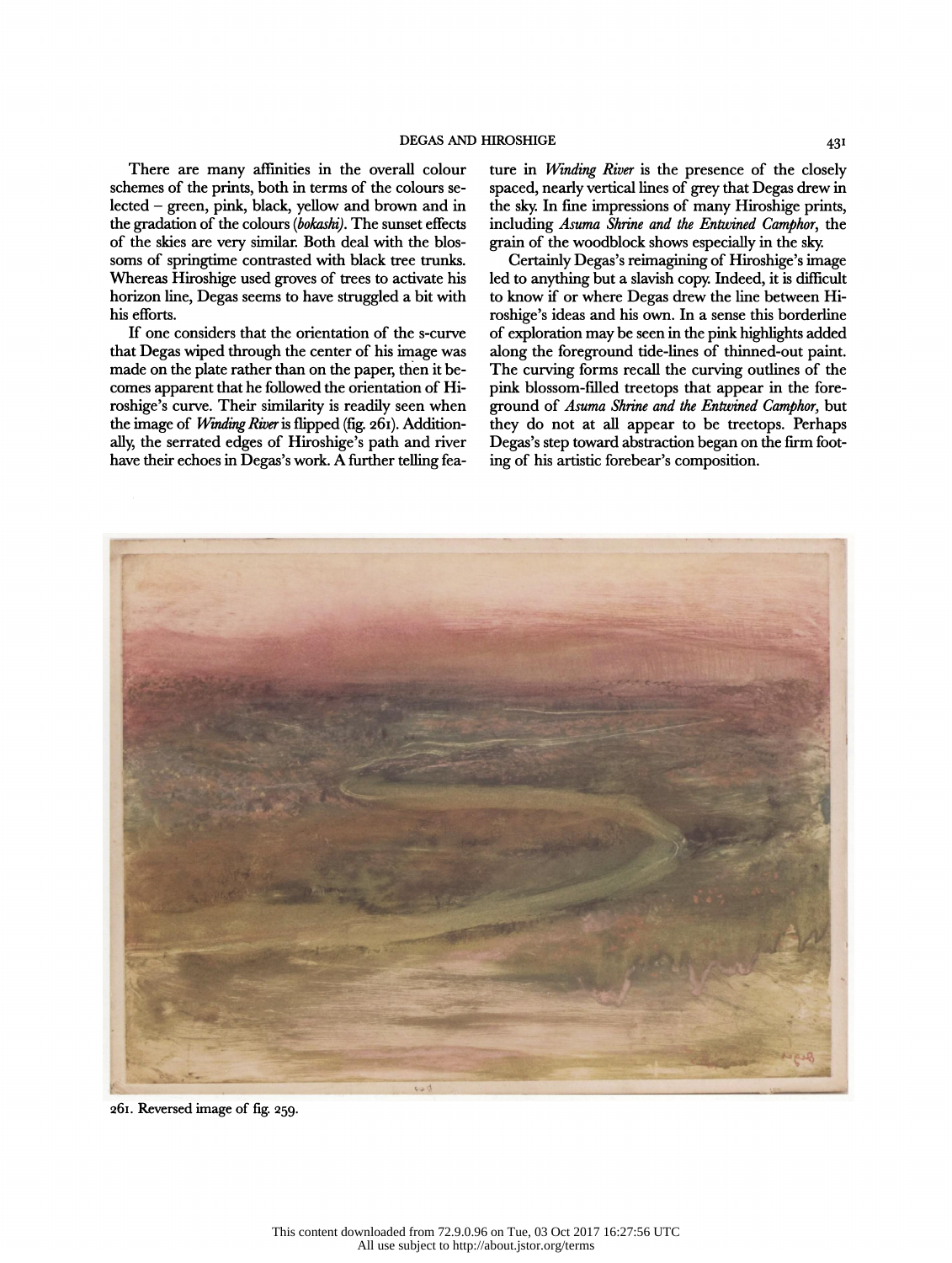There are many affinities in the overall colour schemes of the prints, both in terms of the colours selected – green, pink, black, yellow and brown and in the gradation of the colours (*bokashi*). The sunset effects of the skies are very similar. Both deal with the blossoms of springtime contrasted with black tree trunks. Whereas Hiroshige used groves of trees to activate his horizon line, Degas seems to have struggled a bit with his efforts.

If one considers that the orientation of the s-curve that Degas wiped through the center of his image was made on the plate rather than on the paper, then it becomes apparent that he followed the orientation of Hiroshige's curve. Their similarity is readily seen when the image of *Winding River* is flipped (fig. 261). Additionally, the serrated edges of Hiroshige's path and river have their echoes in Degas's work. A further telling feature in *Winding River* is the presence of the closely spaced, nearly vertical lines of grey that Degas drew in the sky. In fine impressions of many Hiroshige prints, including *Asuma Shrine and the Entwined Camphor*, the grain of the woodblock shows especially in the sky.

Certainly Degas's reimagining of Hiroshige's image led to anything but a slavish copy. Indeed, it is difficult to know if or where Degas drew the line between Hiroshige's ideas and his own. In a sense this borderline of exploration may be seen in the pink highlights added along the foreground tide-lines of thinned-out paint. The curving forms recall the curving outlines of the pink blossom-filled treetops that appear in the foreground of *Asuma Shrine and the Entwined Camphor*, but they do not at all appear to be treetops. Perhaps Degas's step toward abstraction began on the firm footing of his artistic forebear's composition.

261. Reversed image of fig. 259.